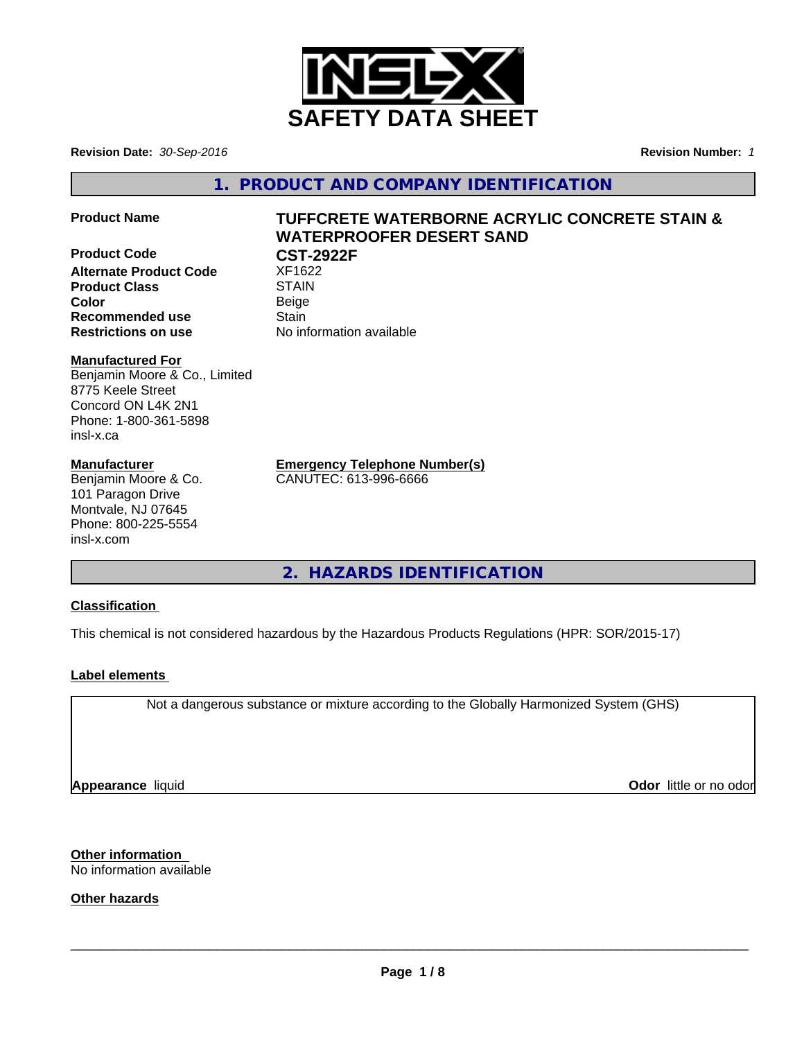# SAFETY DATA SHEET

**Revision Date:** *30-Sep-2016* **Revision Number:** *1*

## 1. PRODUCT AND COMPANY IDENTIFICATION

| | |
|---|---|
| **Product Name** | **TUFFCRETE WATERBORNE ACRYLIC CONCRETE STAIN & WATERPROOFER DESERT SAND** |
| **Product Code** | **CST-2922F** |
| **Alternate Product Code** | XF1622 |
| **Product Class** | STAIN |
| **Color** | Beige |
| **Recommended use** | Stain |
| **Restrictions on use** | No information available |

**Manufactured For**
Benjamin Moore & Co., Limited
8775 Keele Street
Concord ON L4K 2N1
Phone: 1-800-361-5898
insl-x.ca

**Manufacturer**
Benjamin Moore & Co.
101 Paragon Drive
Montvale, NJ 07645
Phone: 800-225-5554
insl-x.com

**Emergency Telephone Number(s)**
CANUTEC: 613-996-6666

## 2. HAZARDS IDENTIFICATION

**Classification**

This chemical is not considered hazardous by the Hazardous Products Regulations (HPR: SOR/2015-17)

**Label elements**

Not a dangerous substance or mixture according to the Globally Harmonized System (GHS)

**Appearance** liquid **Odor** little or no odor

**Other information**
No information available

**Other hazards**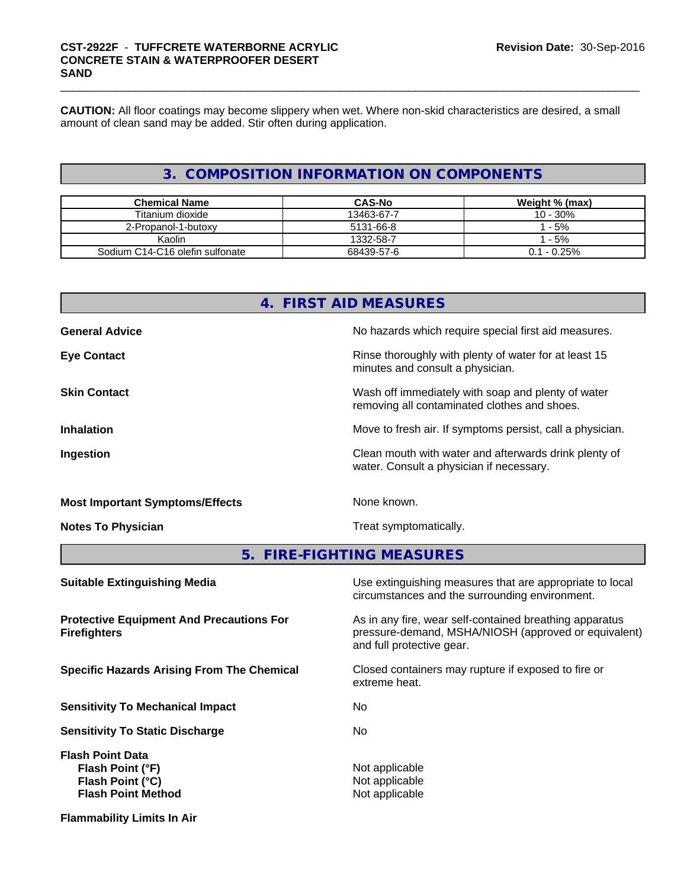**CAUTION:** All floor coatings may become slippery when wet. Where non-skid characteristics are desired, a small amount of clean sand may be added. Stir often during application.

## 3. COMPOSITION INFORMATION ON COMPONENTS

| Chemical Name | CAS-No | Weight % (max) |
|---|---|---|
| Titanium dioxide | 13463-67-7 | 10 - 30% |
| 2-Propanol-1-butoxy | 5131-66-8 | 1 - 5% |
| Kaolin | 1332-58-7 | 1 - 5% |
| Sodium C14-C16 olefin sulfonate | 68439-57-6 | 0.1 - 0.25% |

## 4. FIRST AID MEASURES

**General Advice** — No hazards which require special first aid measures.

**Eye Contact** — Rinse thoroughly with plenty of water for at least 15 minutes and consult a physician.

**Skin Contact** — Wash off immediately with soap and plenty of water removing all contaminated clothes and shoes.

**Inhalation** — Move to fresh air. If symptoms persist, call a physician.

**Ingestion** — Clean mouth with water and afterwards drink plenty of water. Consult a physician if necessary.

**Most Important Symptoms/Effects** — None known.

**Notes To Physician** — Treat symptomatically.

## 5. FIRE-FIGHTING MEASURES

**Suitable Extinguishing Media** — Use extinguishing measures that are appropriate to local circumstances and the surrounding environment.

**Protective Equipment And Precautions For Firefighters** — As in any fire, wear self-contained breathing apparatus pressure-demand, MSHA/NIOSH (approved or equivalent) and full protective gear.

**Specific Hazards Arising From The Chemical** — Closed containers may rupture if exposed to fire or extreme heat.

**Sensitivity To Mechanical Impact** — No

**Sensitivity To Static Discharge** — No

**Flash Point Data**

- **Flash Point (°F)** — Not applicable
- **Flash Point (°C)** — Not applicable
- **Flash Point Method** — Not applicable

**Flammability Limits In Air**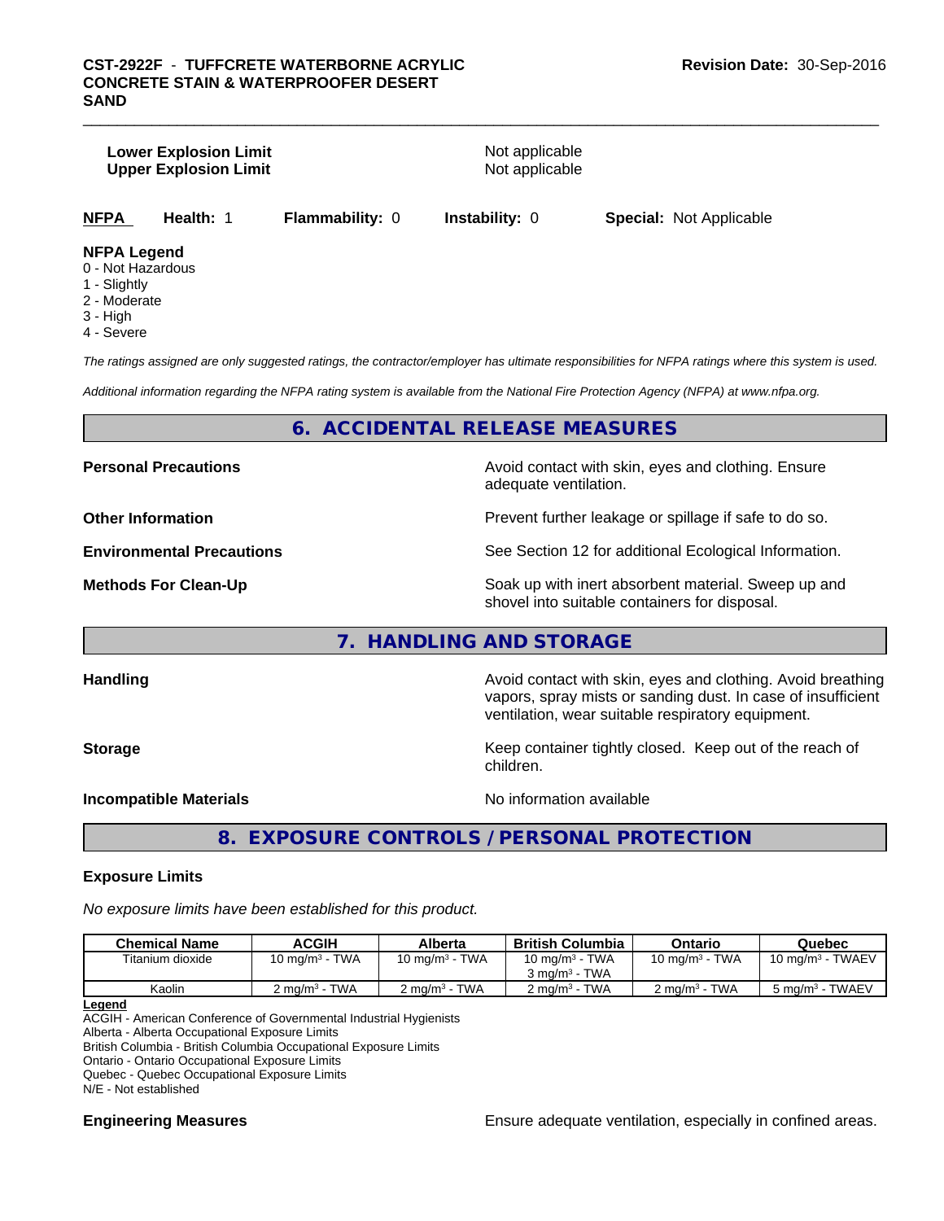**Lower Explosion Limit** Not applicable
**Upper Explosion Limit** Not applicable

**NFPA** **Health:** 1 **Flammability:** 0 **Instability:** 0 **Special:** Not Applicable

**NFPA Legend**
0 - Not Hazardous
1 - Slightly
2 - Moderate
3 - High
4 - Severe

*The ratings assigned are only suggested ratings, the contractor/employer has ultimate responsibilities for NFPA ratings where this system is used.*

*Additional information regarding the NFPA rating system is available from the National Fire Protection Agency (NFPA) at www.nfpa.org.*

## 6. ACCIDENTAL RELEASE MEASURES

**Personal Precautions** Avoid contact with skin, eyes and clothing. Ensure adequate ventilation.

**Other Information** Prevent further leakage or spillage if safe to do so.

**Environmental Precautions** See Section 12 for additional Ecological Information.

**Methods For Clean-Up** Soak up with inert absorbent material. Sweep up and shovel into suitable containers for disposal.

## 7. HANDLING AND STORAGE

**Handling** Avoid contact with skin, eyes and clothing. Avoid breathing vapors, spray mists or sanding dust. In case of insufficient ventilation, wear suitable respiratory equipment.

**Storage** Keep container tightly closed. Keep out of the reach of children.

**Incompatible Materials** No information available

## 8. EXPOSURE CONTROLS / PERSONAL PROTECTION

### Exposure Limits

*No exposure limits have been established for this product.*

| Chemical Name | ACGIH | Alberta | British Columbia | Ontario | Quebec |
|---|---|---|---|---|---|
| Titanium dioxide | 10 mg/m³ - TWA | 10 mg/m³ - TWA | 10 mg/m³ - TWA<br>3 mg/m³ - TWA | 10 mg/m³ - TWA | 10 mg/m³ - TWAEV |
| Kaolin | 2 mg/m³ - TWA | 2 mg/m³ - TWA | 2 mg/m³ - TWA | 2 mg/m³ - TWA | 5 mg/m³ - TWAEV |

**Legend**
ACGIH - American Conference of Governmental Industrial Hygienists
Alberta - Alberta Occupational Exposure Limits
British Columbia - British Columbia Occupational Exposure Limits
Ontario - Ontario Occupational Exposure Limits
Quebec - Quebec Occupational Exposure Limits
N/E - Not established

**Engineering Measures** Ensure adequate ventilation, especially in confined areas.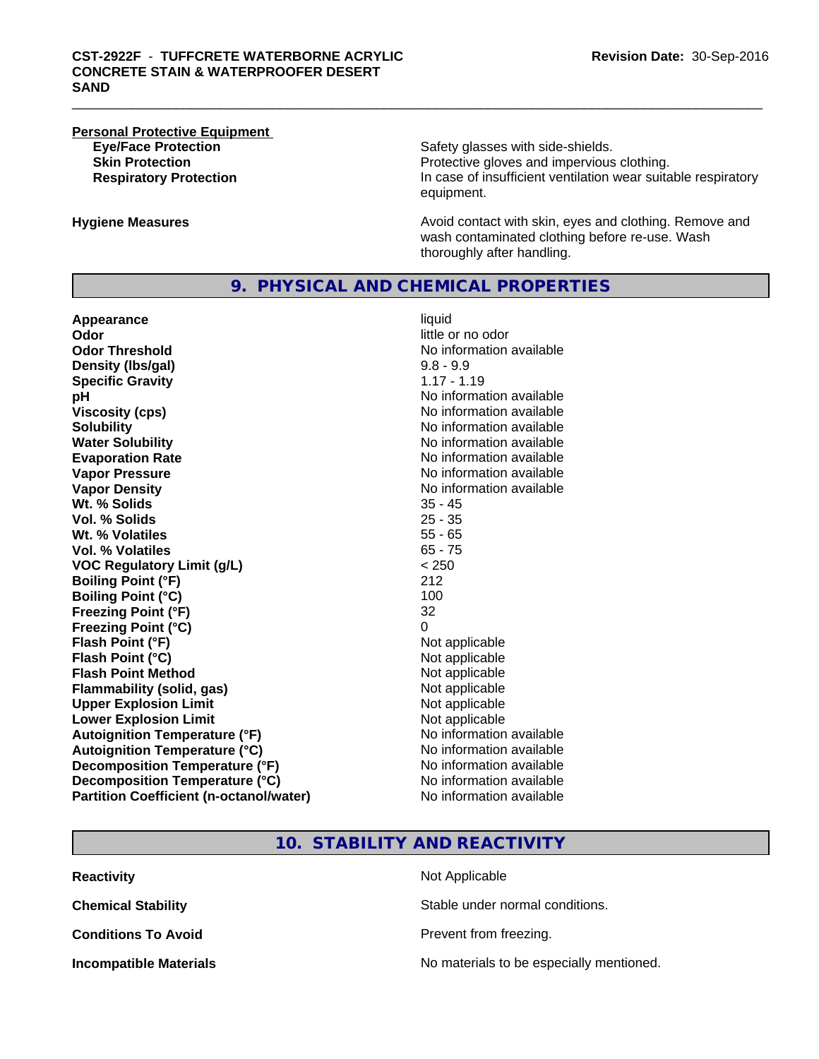**Personal Protective Equipment**

| | |
|---|---|
| **Eye/Face Protection** | Safety glasses with side-shields. |
| **Skin Protection** | Protective gloves and impervious clothing. |
| **Respiratory Protection** | In case of insufficient ventilation wear suitable respiratory equipment. |

| | |
|---|---|
| **Hygiene Measures** | Avoid contact with skin, eyes and clothing. Remove and wash contaminated clothing before re-use. Wash thoroughly after handling. |

## 9. PHYSICAL AND CHEMICAL PROPERTIES

| | |
|---|---|
| **Appearance** | liquid |
| **Odor** | little or no odor |
| **Odor Threshold** | No information available |
| **Density (lbs/gal)** | 9.8 - 9.9 |
| **Specific Gravity** | 1.17 - 1.19 |
| **pH** | No information available |
| **Viscosity (cps)** | No information available |
| **Solubility** | No information available |
| **Water Solubility** | No information available |
| **Evaporation Rate** | No information available |
| **Vapor Pressure** | No information available |
| **Vapor Density** | No information available |
| **Wt. % Solids** | 35 - 45 |
| **Vol. % Solids** | 25 - 35 |
| **Wt. % Volatiles** | 55 - 65 |
| **Vol. % Volatiles** | 65 - 75 |
| **VOC Regulatory Limit (g/L)** | < 250 |
| **Boiling Point (°F)** | 212 |
| **Boiling Point (°C)** | 100 |
| **Freezing Point (°F)** | 32 |
| **Freezing Point (°C)** | 0 |
| **Flash Point (°F)** | Not applicable |
| **Flash Point (°C)** | Not applicable |
| **Flash Point Method** | Not applicable |
| **Flammability (solid, gas)** | Not applicable |
| **Upper Explosion Limit** | Not applicable |
| **Lower Explosion Limit** | Not applicable |
| **Autoignition Temperature (°F)** | No information available |
| **Autoignition Temperature (°C)** | No information available |
| **Decomposition Temperature (°F)** | No information available |
| **Decomposition Temperature (°C)** | No information available |
| **Partition Coefficient (n-octanol/water)** | No information available |

## 10. STABILITY AND REACTIVITY

| | |
|---|---|
| **Reactivity** | Not Applicable |
| **Chemical Stability** | Stable under normal conditions. |
| **Conditions To Avoid** | Prevent from freezing. |
| **Incompatible Materials** | No materials to be especially mentioned. |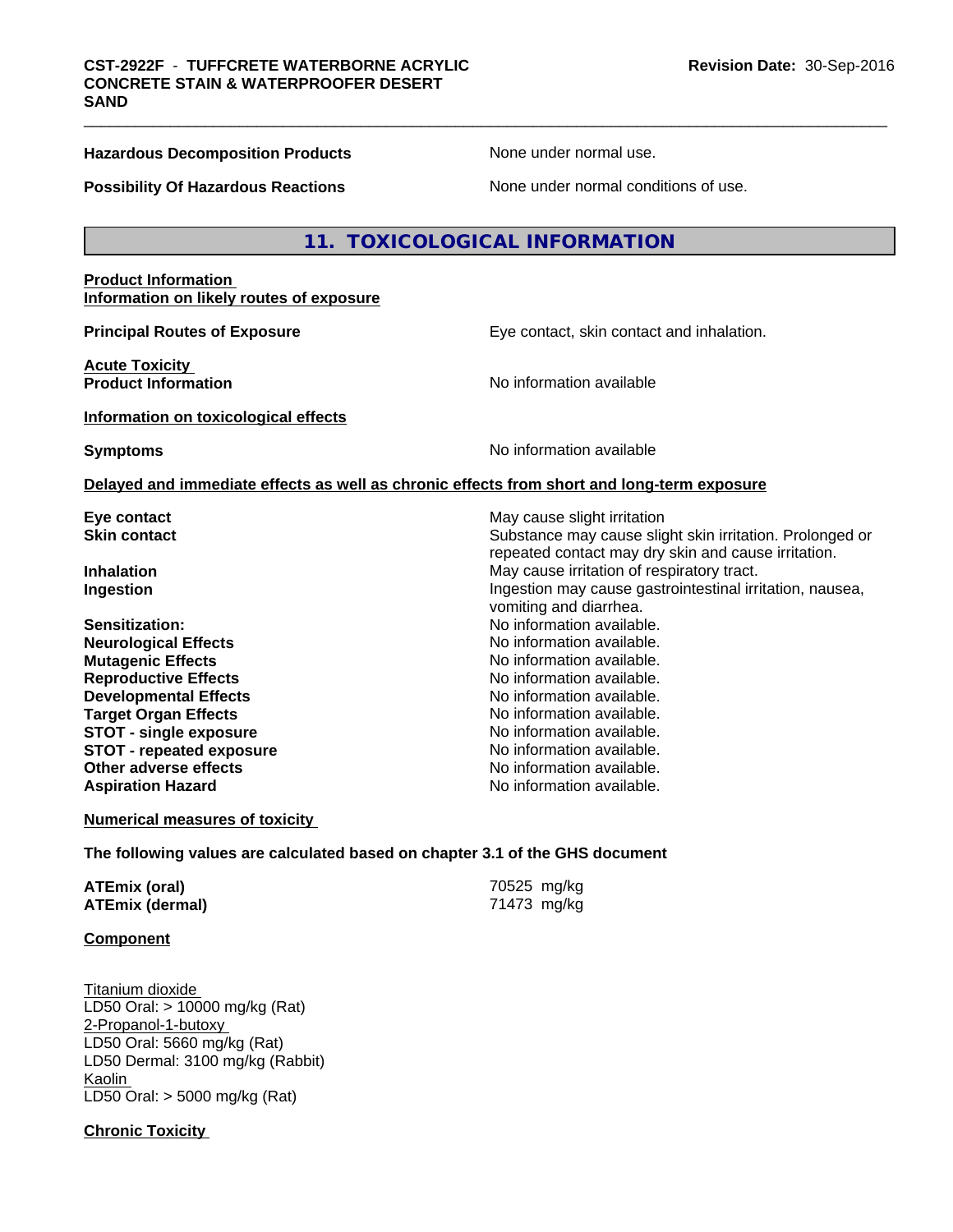**Hazardous Decomposition Products** None under normal use.

**Possibility Of Hazardous Reactions** None under normal conditions of use.

## 11. TOXICOLOGICAL INFORMATION

**Product Information**
**Information on likely routes of exposure**

**Principal Routes of Exposure** Eye contact, skin contact and inhalation.

**Acute Toxicity**
**Product Information** No information available

**Information on toxicological effects**

**Symptoms** No information available

**Delayed and immediate effects as well as chronic effects from short and long-term exposure**

| | |
|---|---|
| **Eye contact** | May cause slight irritation |
| **Skin contact** | Substance may cause slight skin irritation. Prolonged or repeated contact may dry skin and cause irritation. |
| **Inhalation** | May cause irritation of respiratory tract. |
| **Ingestion** | Ingestion may cause gastrointestinal irritation, nausea, vomiting and diarrhea. |
| **Sensitization:** | No information available. |
| **Neurological Effects** | No information available. |
| **Mutagenic Effects** | No information available. |
| **Reproductive Effects** | No information available. |
| **Developmental Effects** | No information available. |
| **Target Organ Effects** | No information available. |
| **STOT - single exposure** | No information available. |
| **STOT - repeated exposure** | No information available. |
| **Other adverse effects** | No information available. |
| **Aspiration Hazard** | No information available. |

**Numerical measures of toxicity**

**The following values are calculated based on chapter 3.1 of the GHS document**

**ATEmix (oral)** 70525 mg/kg
**ATEmix (dermal)** 71473 mg/kg

**Component**

Titanium dioxide
LD50 Oral: > 10000 mg/kg (Rat)
2-Propanol-1-butoxy
LD50 Oral: 5660 mg/kg (Rat)
LD50 Dermal: 3100 mg/kg (Rabbit)
Kaolin
LD50 Oral: > 5000 mg/kg (Rat)

**Chronic Toxicity**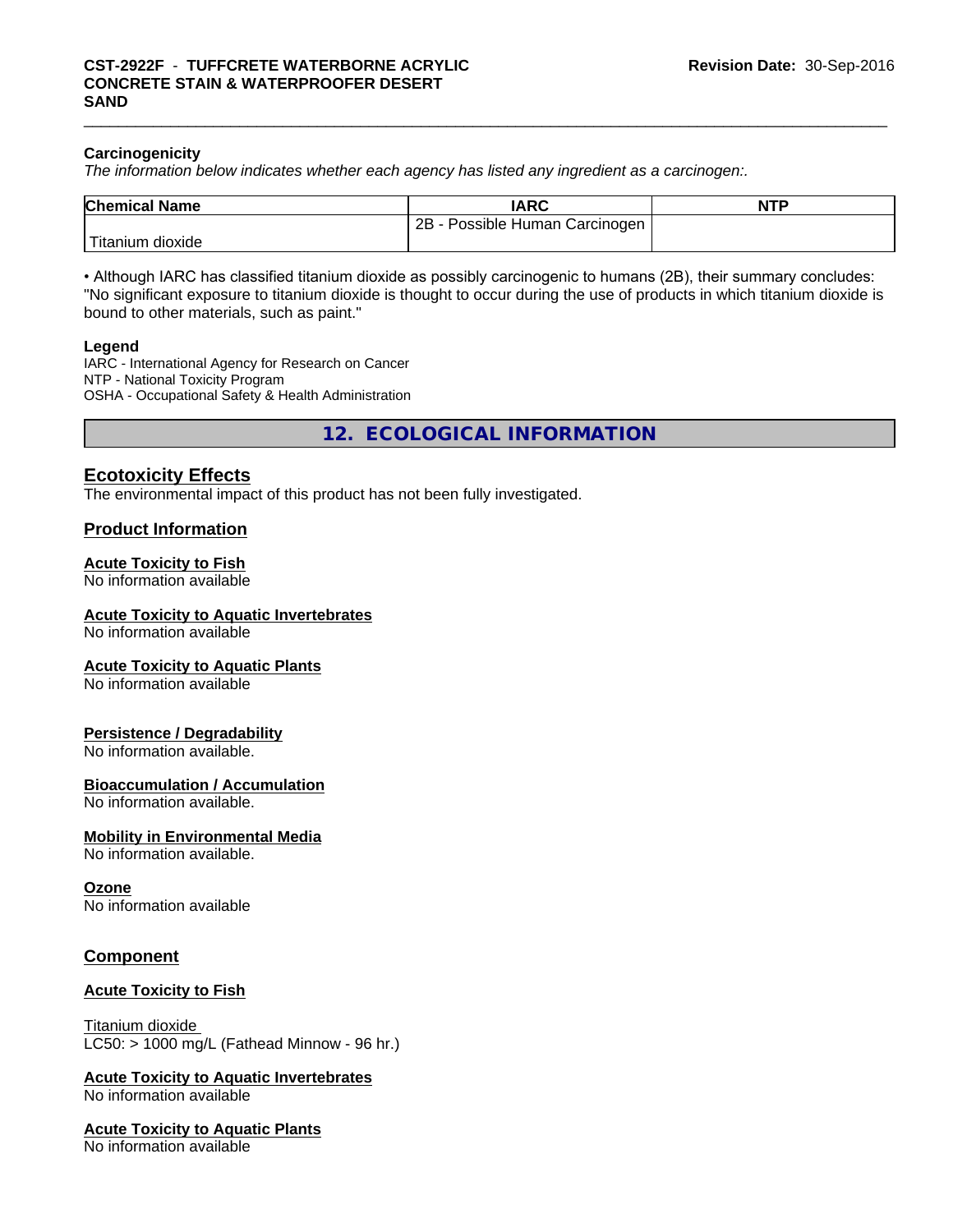### Carcinogenicity

*The information below indicates whether each agency has listed any ingredient as a carcinogen:.*

| Chemical Name | IARC | NTP |
|---|---|---|
| Titanium dioxide | 2B - Possible Human Carcinogen | |

• Although IARC has classified titanium dioxide as possibly carcinogenic to humans (2B), their summary concludes: "No significant exposure to titanium dioxide is thought to occur during the use of products in which titanium dioxide is bound to other materials, such as paint."

**Legend**

IARC - International Agency for Research on Cancer
NTP - National Toxicity Program
OSHA - Occupational Safety & Health Administration

## 12. ECOLOGICAL INFORMATION

### Ecotoxicity Effects

The environmental impact of this product has not been fully investigated.

### Product Information

**Acute Toxicity to Fish**
No information available

**Acute Toxicity to Aquatic Invertebrates**
No information available

**Acute Toxicity to Aquatic Plants**
No information available

**Persistence / Degradability**
No information available.

**Bioaccumulation / Accumulation**
No information available.

**Mobility in Environmental Media**
No information available.

**Ozone**
No information available

### Component

**Acute Toxicity to Fish**

Titanium dioxide
LC50: > 1000 mg/L (Fathead Minnow - 96 hr.)

**Acute Toxicity to Aquatic Invertebrates**
No information available

**Acute Toxicity to Aquatic Plants**
No information available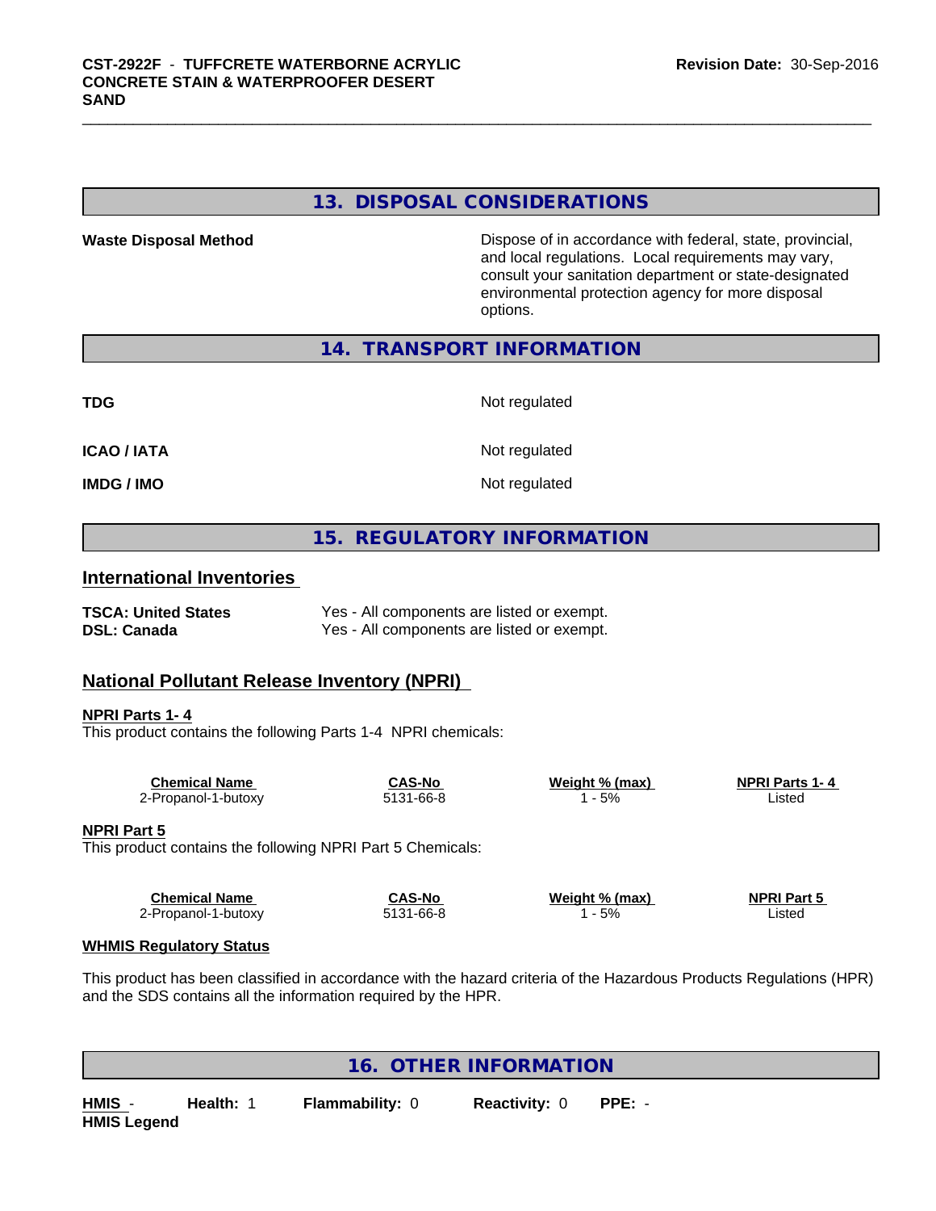## 13. DISPOSAL CONSIDERATIONS

**Waste Disposal Method**

Dispose of in accordance with federal, state, provincial, and local regulations. Local requirements may vary, consult your sanitation department or state-designated environmental protection agency for more disposal options.

## 14. TRANSPORT INFORMATION

| | |
|---|---|
| **TDG** | Not regulated |
| **ICAO / IATA** | Not regulated |
| **IMDG / IMO** | Not regulated |

## 15. REGULATORY INFORMATION

### International Inventories

| | |
|---|---|
| **TSCA: United States** | Yes - All components are listed or exempt. |
| **DSL: Canada** | Yes - All components are listed or exempt. |

### National Pollutant Release Inventory (NPRI)

**NPRI Parts 1- 4**

This product contains the following Parts 1-4 NPRI chemicals:

| Chemical Name | CAS-No | Weight % (max) | NPRI Parts 1- 4 |
|---|---|---|---|
| 2-Propanol-1-butoxy | 5131-66-8 | 1 - 5% | Listed |

**NPRI Part 5**

This product contains the following NPRI Part 5 Chemicals:

| Chemical Name | CAS-No | Weight % (max) | NPRI Part 5 |
|---|---|---|---|
| 2-Propanol-1-butoxy | 5131-66-8 | 1 - 5% | Listed |

**WHMIS Regulatory Status**

This product has been classified in accordance with the hazard criteria of the Hazardous Products Regulations (HPR) and the SDS contains all the information required by the HPR.

## 16. OTHER INFORMATION

**HMIS** - **Health:** 1 **Flammability:** 0 **Reactivity:** 0 **PPE:** -

**HMIS Legend**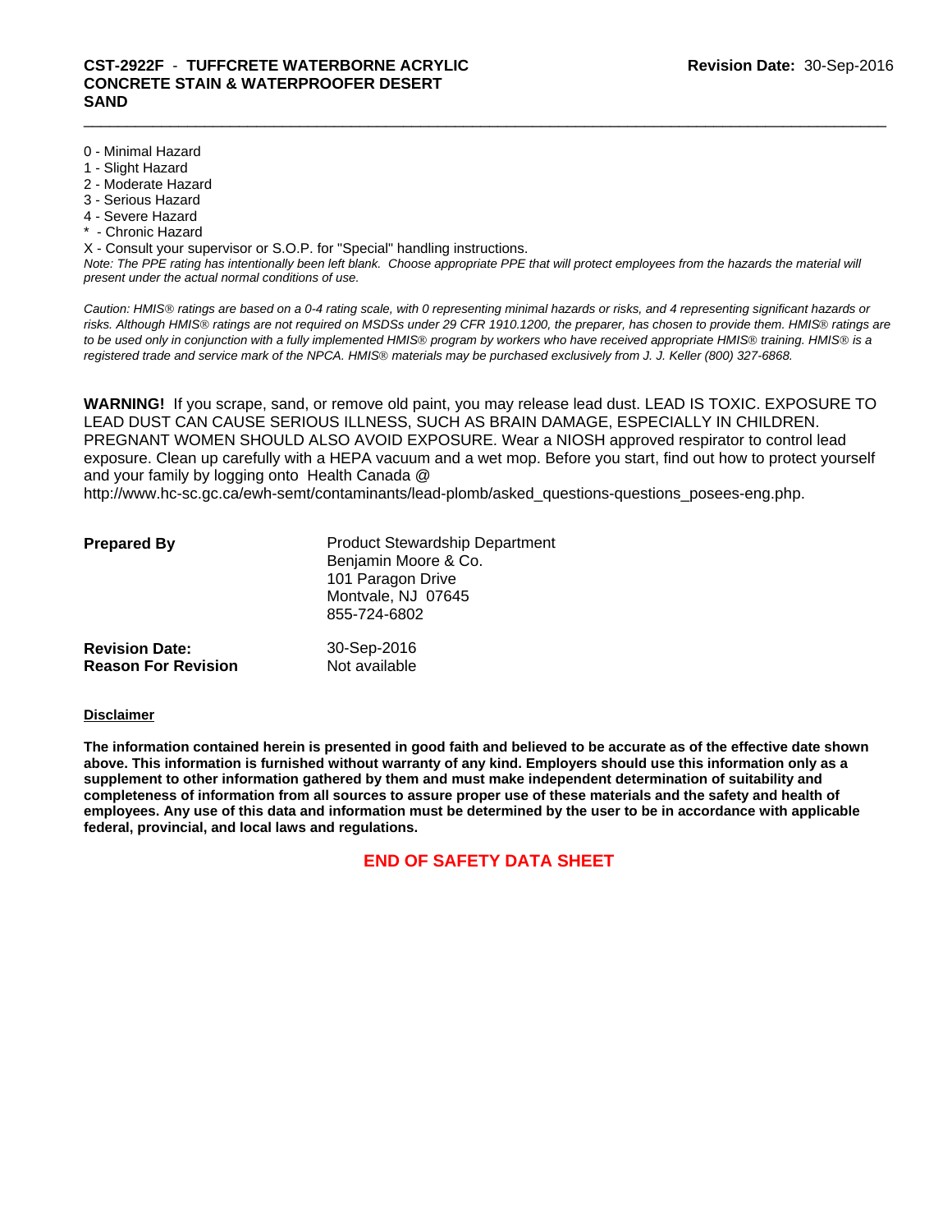0 - Minimal Hazard
1 - Slight Hazard
2 - Moderate Hazard
3 - Serious Hazard
4 - Severe Hazard
* - Chronic Hazard
X - Consult your supervisor or S.O.P. for "Special" handling instructions.

*Note: The PPE rating has intentionally been left blank. Choose appropriate PPE that will protect employees from the hazards the material will present under the actual normal conditions of use.*

*Caution: HMIS® ratings are based on a 0-4 rating scale, with 0 representing minimal hazards or risks, and 4 representing significant hazards or risks. Although HMIS® ratings are not required on MSDSs under 29 CFR 1910.1200, the preparer, has chosen to provide them. HMIS® ratings are to be used only in conjunction with a fully implemented HMIS® program by workers who have received appropriate HMIS® training. HMIS® is a registered trade and service mark of the NPCA. HMIS® materials may be purchased exclusively from J. J. Keller (800) 327-6868.*

**WARNING!** If you scrape, sand, or remove old paint, you may release lead dust. LEAD IS TOXIC. EXPOSURE TO LEAD DUST CAN CAUSE SERIOUS ILLNESS, SUCH AS BRAIN DAMAGE, ESPECIALLY IN CHILDREN. PREGNANT WOMEN SHOULD ALSO AVOID EXPOSURE. Wear a NIOSH approved respirator to control lead exposure. Clean up carefully with a HEPA vacuum and a wet mop. Before you start, find out how to protect yourself and your family by logging onto Health Canada @ http://www.hc-sc.gc.ca/ewh-semt/contaminants/lead-plomb/asked_questions-questions_posees-eng.php.

| | |
|---|---|
| **Prepared By** | Product Stewardship Department<br>Benjamin Moore & Co.<br>101 Paragon Drive<br>Montvale, NJ 07645<br>855-724-6802 |
| **Revision Date:** | 30-Sep-2016 |
| **Reason For Revision** | Not available |

**Disclaimer**

**The information contained herein is presented in good faith and believed to be accurate as of the effective date shown above. This information is furnished without warranty of any kind. Employers should use this information only as a supplement to other information gathered by them and must make independent determination of suitability and completeness of information from all sources to assure proper use of these materials and the safety and health of employees. Any use of this data and information must be determined by the user to be in accordance with applicable federal, provincial, and local laws and regulations.**

**END OF SAFETY DATA SHEET**